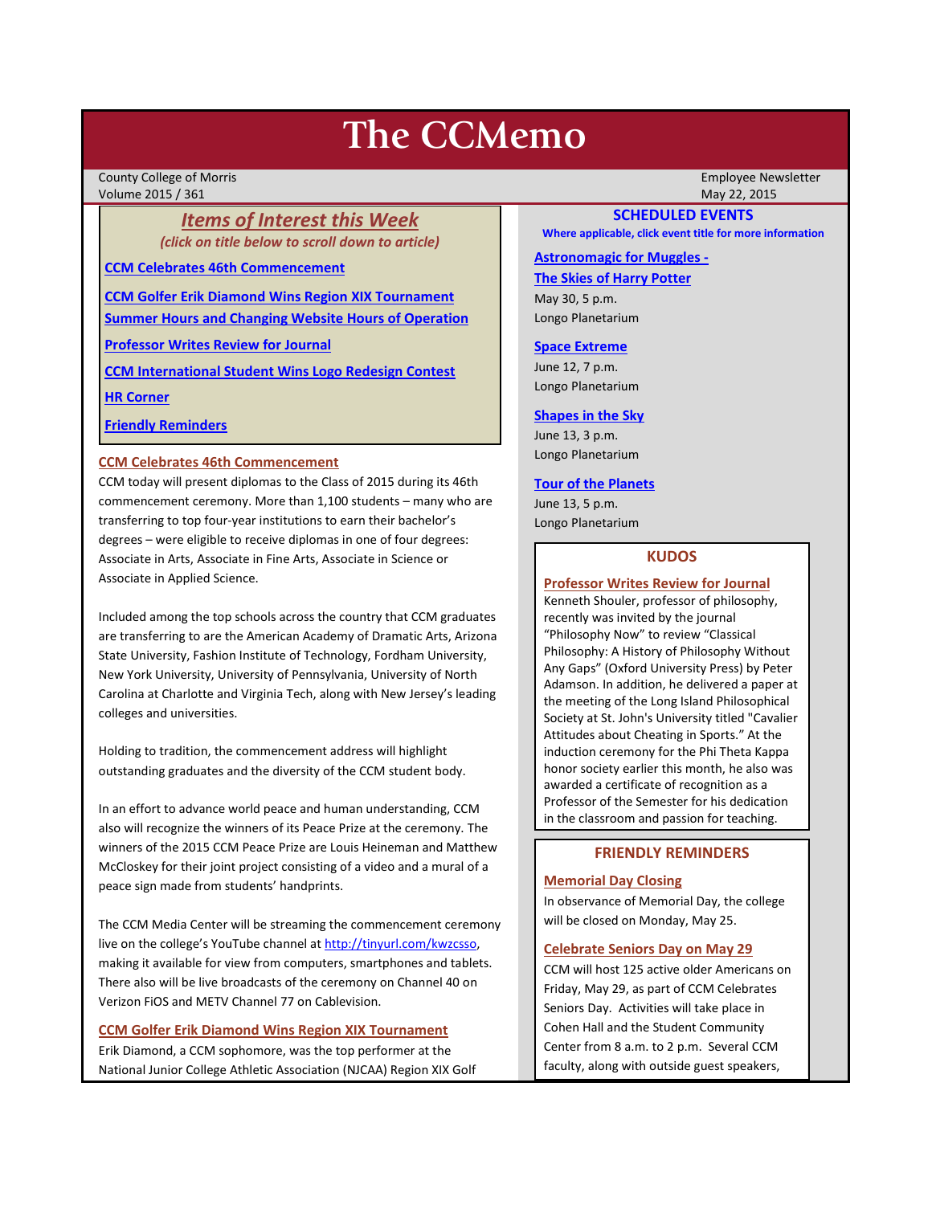# The CCMemo

County College of Morris
Volume 2015 / 361

Employee Newsletter
May 22, 2015

## *Items of Interest this Week*

*(click on title below to scroll down to article)*

- CCM Celebrates 46th Commencement
- CCM Golfer Erik Diamond Wins Region XIX Tournament
- Summer Hours and Changing Website Hours of Operation
- Professor Writes Review for Journal
- CCM International Student Wins Logo Redesign Contest
- HR Corner
- Friendly Reminders

### CCM Celebrates 46th Commencement

CCM today will present diplomas to the Class of 2015 during its 46th commencement ceremony. More than 1,100 students – many who are transferring to top four-year institutions to earn their bachelor's degrees – were eligible to receive diplomas in one of four degrees: Associate in Arts, Associate in Fine Arts, Associate in Science or Associate in Applied Science.

Included among the top schools across the country that CCM graduates are transferring to are the American Academy of Dramatic Arts, Arizona State University, Fashion Institute of Technology, Fordham University, New York University, University of Pennsylvania, University of North Carolina at Charlotte and Virginia Tech, along with New Jersey's leading colleges and universities.

Holding to tradition, the commencement address will highlight outstanding graduates and the diversity of the CCM student body.

In an effort to advance world peace and human understanding, CCM also will recognize the winners of its Peace Prize at the ceremony. The winners of the 2015 CCM Peace Prize are Louis Heineman and Matthew McCloskey for their joint project consisting of a video and a mural of a peace sign made from students' handprints.

The CCM Media Center will be streaming the commencement ceremony live on the college's YouTube channel at http://tinyurl.com/kwzcsso, making it available for view from computers, smartphones and tablets. There also will be live broadcasts of the ceremony on Channel 40 on Verizon FiOS and METV Channel 77 on Cablevision.

### CCM Golfer Erik Diamond Wins Region XIX Tournament

Erik Diamond, a CCM sophomore, was the top performer at the National Junior College Athletic Association (NJCAA) Region XIX Golf

## SCHEDULED EVENTS

**Where applicable, click event title for more information**

**Astronomagic for Muggles - The Skies of Harry Potter**
May 30, 5 p.m.
Longo Planetarium

**Space Extreme**
June 12, 7 p.m.
Longo Planetarium

**Shapes in the Sky**
June 13, 3 p.m.
Longo Planetarium

**Tour of the Planets**
June 13, 5 p.m.
Longo Planetarium

## KUDOS

### Professor Writes Review for Journal

Kenneth Shouler, professor of philosophy, recently was invited by the journal "Philosophy Now" to review "Classical Philosophy: A History of Philosophy Without Any Gaps" (Oxford University Press) by Peter Adamson. In addition, he delivered a paper at the meeting of the Long Island Philosophical Society at St. John's University titled "Cavalier Attitudes about Cheating in Sports." At the induction ceremony for the Phi Theta Kappa honor society earlier this month, he also was awarded a certificate of recognition as a Professor of the Semester for his dedication in the classroom and passion for teaching.

## FRIENDLY REMINDERS

### Memorial Day Closing

In observance of Memorial Day, the college will be closed on Monday, May 25.

### Celebrate Seniors Day on May 29

CCM will host 125 active older Americans on Friday, May 29, as part of CCM Celebrates Seniors Day. Activities will take place in Cohen Hall and the Student Community Center from 8 a.m. to 2 p.m. Several CCM faculty, along with outside guest speakers,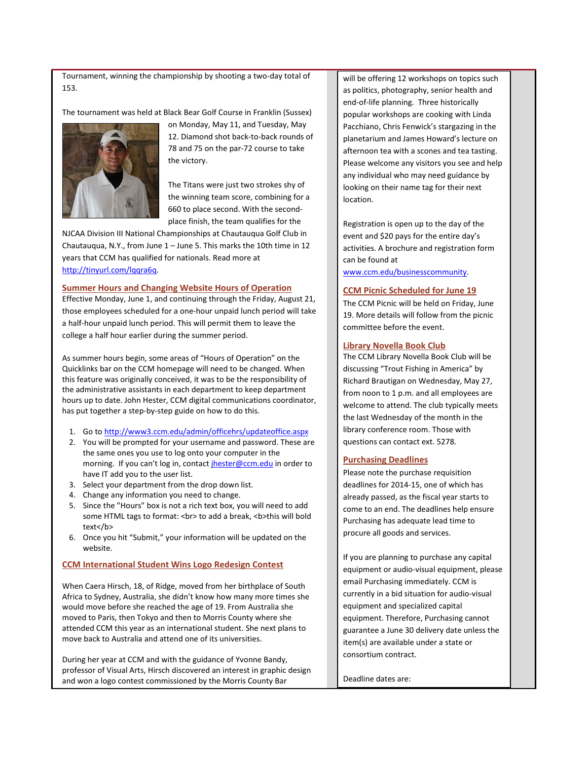Tournament, winning the championship by shooting a two-day total of 153.

The tournament was held at Black Bear Golf Course in Franklin (Sussex) on Monday, May 11, and Tuesday, May 12. Diamond shot back-to-back rounds of 78 and 75 on the par-72 course to take the victory.

The Titans were just two strokes shy of the winning team score, combining for a 660 to place second. With the second-place finish, the team qualifies for the NJCAA Division III National Championships at Chautauqua Golf Club in Chautauqua, N.Y., from June 1 – June 5. This marks the 10th time in 12 years that CCM has qualified for nationals. Read more at http://tinyurl.com/lqqra6q.

## Summer Hours and Changing Website Hours of Operation

Effective Monday, June 1, and continuing through the Friday, August 21, those employees scheduled for a one-hour unpaid lunch period will take a half-hour unpaid lunch period. This will permit them to leave the college a half hour earlier during the summer period.

As summer hours begin, some areas of "Hours of Operation" on the Quicklinks bar on the CCM homepage will need to be changed. When this feature was originally conceived, it was to be the responsibility of the administrative assistants in each department to keep department hours up to date. John Hester, CCM digital communications coordinator, has put together a step-by-step guide on how to do this.

1. Go to http://www3.ccm.edu/admin/officehrs/updateoffice.aspx
2. You will be prompted for your username and password. These are the same ones you use to log onto your computer in the morning. If you can't log in, contact jhester@ccm.edu in order to have IT add you to the user list.
3. Select your department from the drop down list.
4. Change any information you need to change.
5. Since the "Hours" box is not a rich text box, you will need to add some HTML tags to format: <br> to add a break, <b>this will bold text</b>
6. Once you hit "Submit," your information will be updated on the website.

## CCM International Student Wins Logo Redesign Contest

When Caera Hirsch, 18, of Ridge, moved from her birthplace of South Africa to Sydney, Australia, she didn't know how many more times she would move before she reached the age of 19. From Australia she moved to Paris, then Tokyo and then to Morris County where she attended CCM this year as an international student. She next plans to move back to Australia and attend one of its universities.

During her year at CCM and with the guidance of Yvonne Bandy, professor of Visual Arts, Hirsch discovered an interest in graphic design and won a logo contest commissioned by the Morris County Bar

will be offering 12 workshops on topics such as politics, photography, senior health and end-of-life planning. Three historically popular workshops are cooking with Linda Pacchiano, Chris Fenwick's stargazing in the planetarium and James Howard's lecture on afternoon tea with a scones and tea tasting. Please welcome any visitors you see and help any individual who may need guidance by looking on their name tag for their next location.

Registration is open up to the day of the event and $20 pays for the entire day's activities. A brochure and registration form can be found at www.ccm.edu/businesscommunity.

## CCM Picnic Scheduled for June 19

The CCM Picnic will be held on Friday, June 19. More details will follow from the picnic committee before the event.

## Library Novella Book Club

The CCM Library Novella Book Club will be discussing "Trout Fishing in America" by Richard Brautigan on Wednesday, May 27, from noon to 1 p.m. and all employees are welcome to attend. The club typically meets the last Wednesday of the month in the library conference room. Those with questions can contact ext. 5278.

## Purchasing Deadlines

Please note the purchase requisition deadlines for 2014-15, one of which has already passed, as the fiscal year starts to come to an end. The deadlines help ensure Purchasing has adequate lead time to procure all goods and services.

If you are planning to purchase any capital equipment or audio-visual equipment, please email Purchasing immediately. CCM is currently in a bid situation for audio-visual equipment and specialized capital equipment. Therefore, Purchasing cannot guarantee a June 30 delivery date unless the item(s) are available under a state or consortium contract.

Deadline dates are: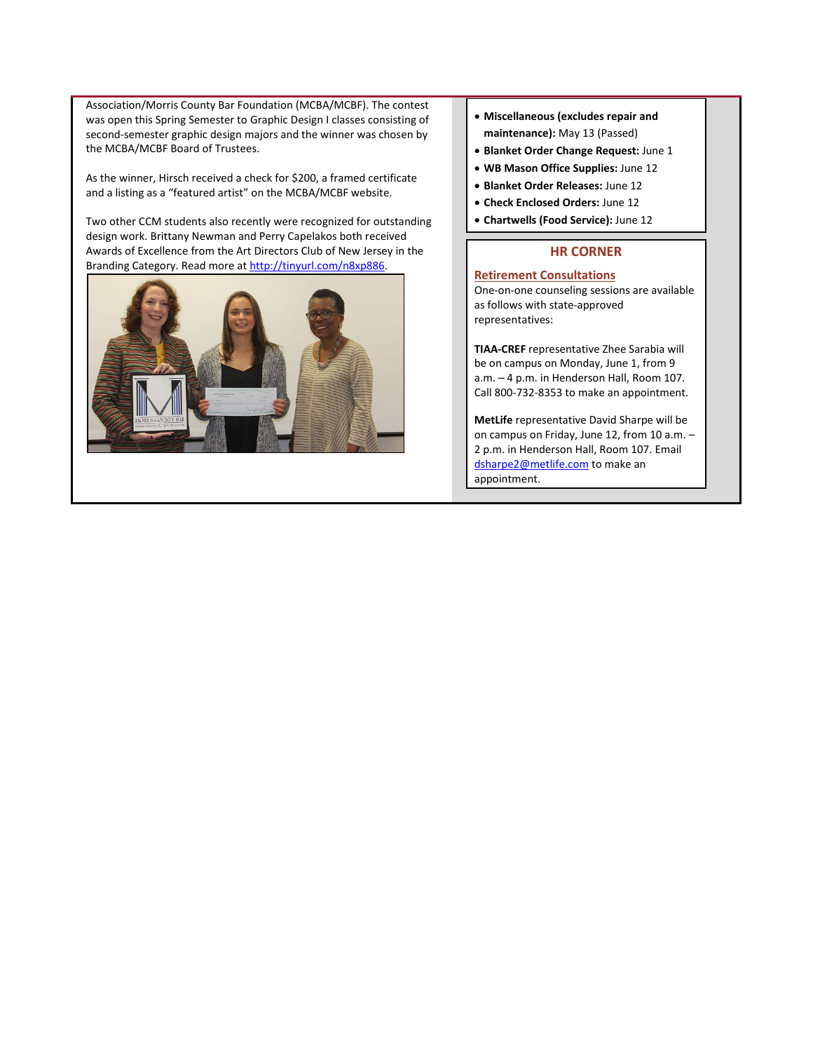Association/Morris County Bar Foundation (MCBA/MCBF). The contest was open this Spring Semester to Graphic Design I classes consisting of second-semester graphic design majors and the winner was chosen by the MCBA/MCBF Board of Trustees.

As the winner, Hirsch received a check for $200, a framed certificate and a listing as a "featured artist" on the MCBA/MCBF website.

Two other CCM students also recently were recognized for outstanding design work. Brittany Newman and Perry Capelakos both received Awards of Excellence from the Art Directors Club of New Jersey in the Branding Category. Read more at http://tinyurl.com/n8xp886.

- **Miscellaneous (excludes repair and maintenance):** May 13 (Passed)
- **Blanket Order Change Request:** June 1
- **WB Mason Office Supplies:** June 12
- **Blanket Order Releases:** June 12
- **Check Enclosed Orders:** June 12
- **Chartwells (Food Service):** June 12

## HR CORNER

### Retirement Consultations

One-on-one counseling sessions are available as follows with state-approved representatives:

**TIAA-CREF** representative Zhee Sarabia will be on campus on Monday, June 1, from 9 a.m. – 4 p.m. in Henderson Hall, Room 107. Call 800-732-8353 to make an appointment.

**MetLife** representative David Sharpe will be on campus on Friday, June 12, from 10 a.m. – 2 p.m. in Henderson Hall, Room 107. Email dsharpe2@metlife.com to make an appointment.